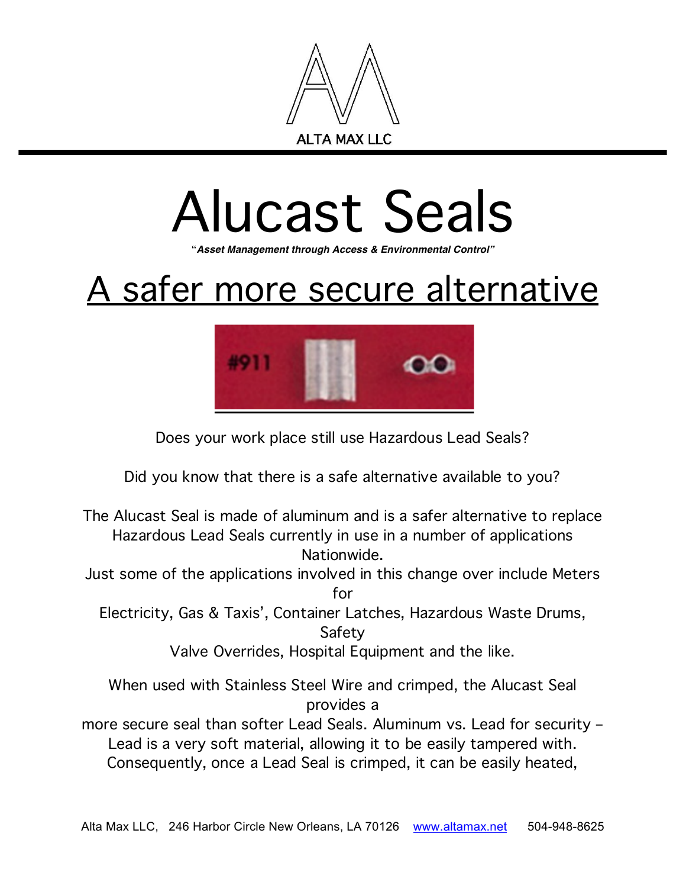ALTA MAX LLC

# Alucast Seals

***"Asset Management through Access & Environmental Control"***

## A safer more secure alternative

#911

Does your work place still use Hazardous Lead Seals?

Did you know that there is a safe alternative available to you?

The Alucast Seal is made of aluminum and is a safer alternative to replace Hazardous Lead Seals currently in use in a number of applications Nationwide.
Just some of the applications involved in this change over include Meters for
Electricity, Gas & Taxis', Container Latches, Hazardous Waste Drums, Safety
Valve Overrides, Hospital Equipment and the like.

When used with Stainless Steel Wire and crimped, the Alucast Seal provides a
more secure seal than softer Lead Seals. Aluminum vs. Lead for security – Lead is a very soft material, allowing it to be easily tampered with. Consequently, once a Lead Seal is crimped, it can be easily heated,

Alta Max LLC, 246 Harbor Circle New Orleans, LA 70126 www.altamax.net 504-948-8625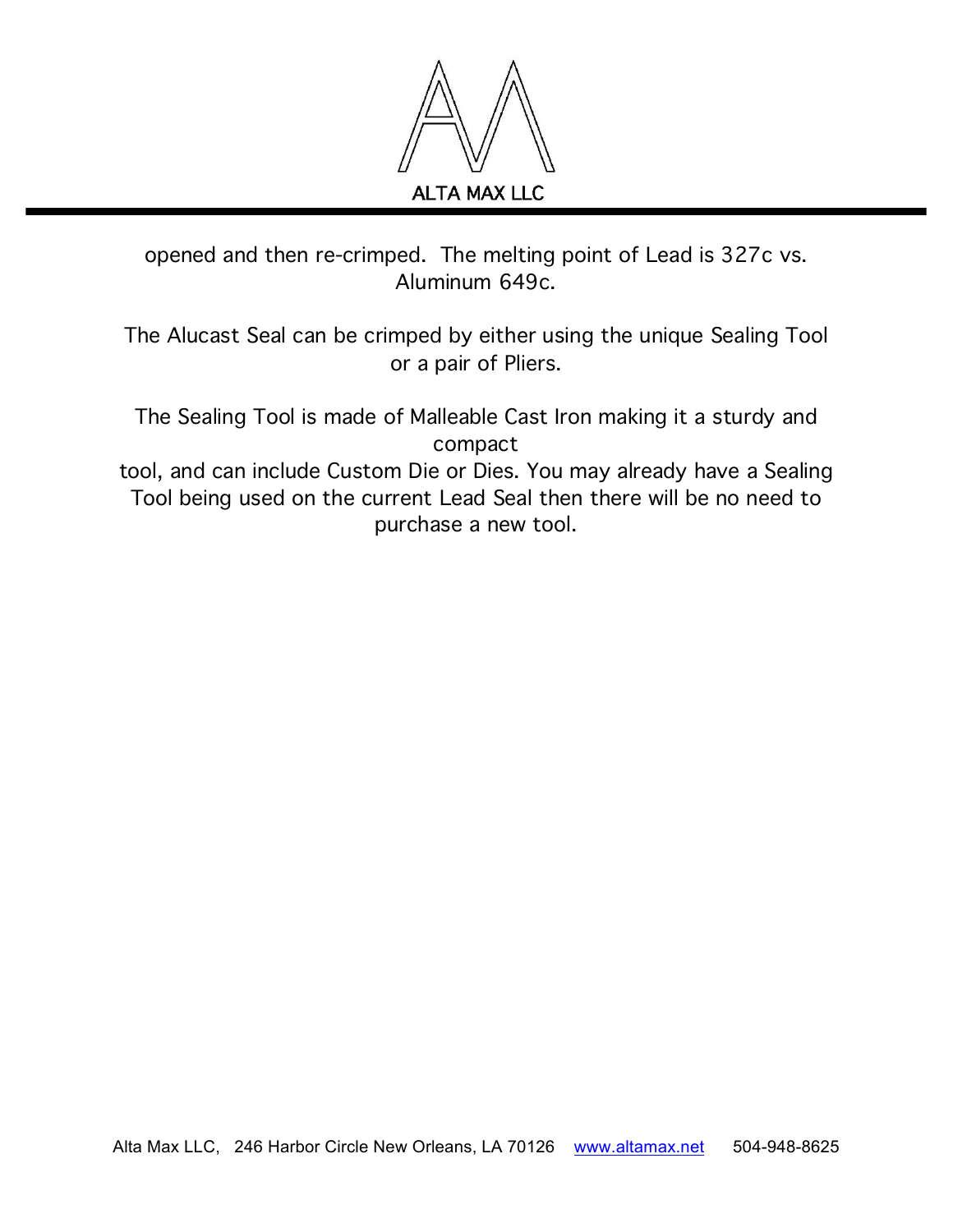opened and then re-crimped. The melting point of Lead is 327c vs. Aluminum 649c.

The Alucast Seal can be crimped by either using the unique Sealing Tool or a pair of Pliers.

The Sealing Tool is made of Malleable Cast Iron making it a sturdy and compact tool, and can include Custom Die or Dies. You may already have a Sealing Tool being used on the current Lead Seal then there will be no need to purchase a new tool.